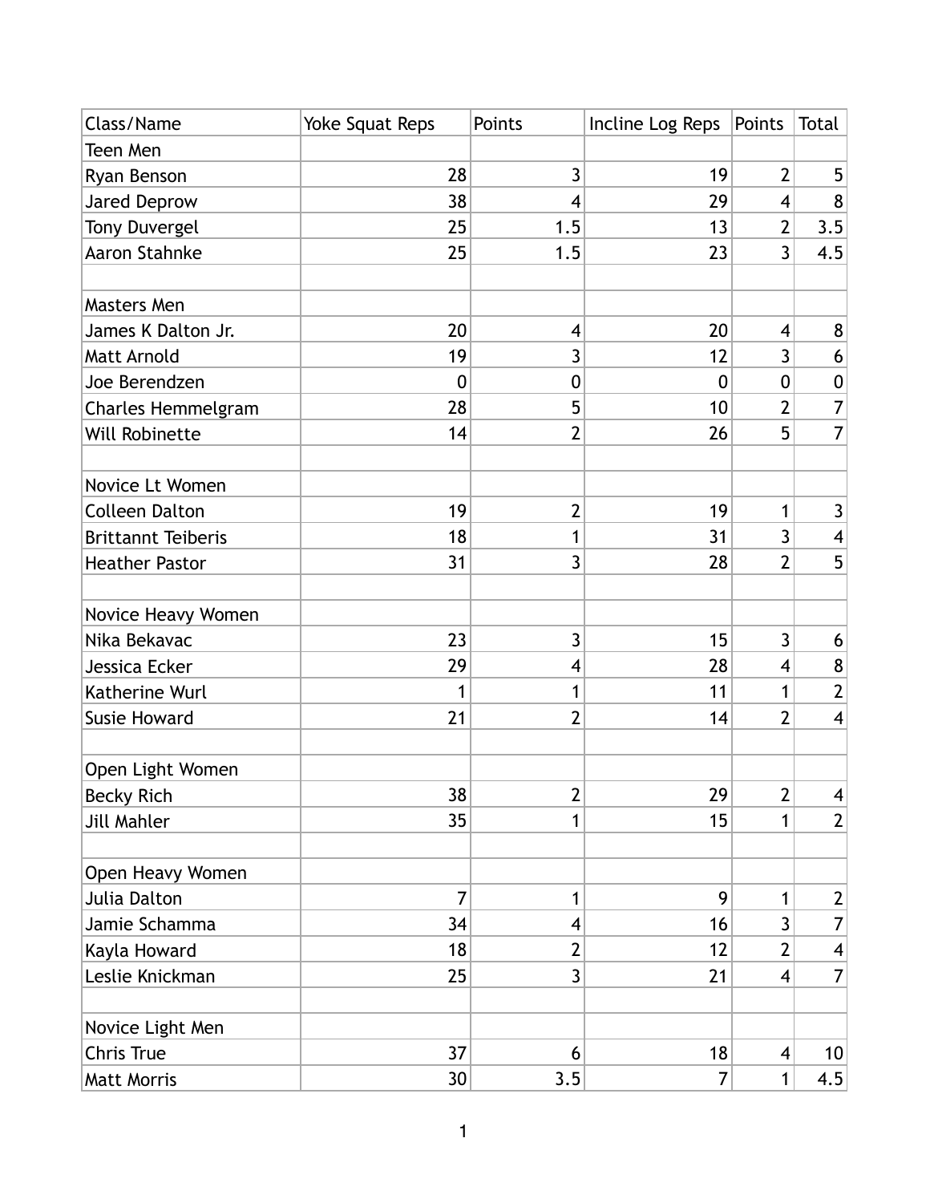| Class/Name | Yoke Squat Reps | Points | Incline Log Reps | Points | Total |
|---|---|---|---|---|---|
| Teen Men | | | | | |
| Ryan Benson | 28 | 3 | 19 | 2 | 5 |
| Jared Deprow | 38 | 4 | 29 | 4 | 8 |
| Tony Duvergel | 25 | 1.5 | 13 | 2 | 3.5 |
| Aaron Stahnke | 25 | 1.5 | 23 | 3 | 4.5 |
| | | | | | |
| Masters Men | | | | | |
| James K Dalton Jr. | 20 | 4 | 20 | 4 | 8 |
| Matt Arnold | 19 | 3 | 12 | 3 | 6 |
| Joe Berendzen | 0 | 0 | 0 | 0 | 0 |
| Charles Hemmelgram | 28 | 5 | 10 | 2 | 7 |
| Will Robinette | 14 | 2 | 26 | 5 | 7 |
| | | | | | |
| Novice Lt Women | | | | | |
| Colleen Dalton | 19 | 2 | 19 | 1 | 3 |
| Brittannt Teiberis | 18 | 1 | 31 | 3 | 4 |
| Heather Pastor | 31 | 3 | 28 | 2 | 5 |
| | | | | | |
| Novice Heavy Women | | | | | |
| Nika Bekavac | 23 | 3 | 15 | 3 | 6 |
| Jessica Ecker | 29 | 4 | 28 | 4 | 8 |
| Katherine Wurl | 1 | 1 | 11 | 1 | 2 |
| Susie Howard | 21 | 2 | 14 | 2 | 4 |
| | | | | | |
| Open Light Women | | | | | |
| Becky Rich | 38 | 2 | 29 | 2 | 4 |
| Jill Mahler | 35 | 1 | 15 | 1 | 2 |
| | | | | | |
| Open Heavy Women | | | | | |
| Julia Dalton | 7 | 1 | 9 | 1 | 2 |
| Jamie Schamma | 34 | 4 | 16 | 3 | 7 |
| Kayla Howard | 18 | 2 | 12 | 2 | 4 |
| Leslie Knickman | 25 | 3 | 21 | 4 | 7 |
| | | | | | |
| Novice Light Men | | | | | |
| Chris True | 37 | 6 | 18 | 4 | 10 |
| Matt Morris | 30 | 3.5 | 7 | 1 | 4.5 |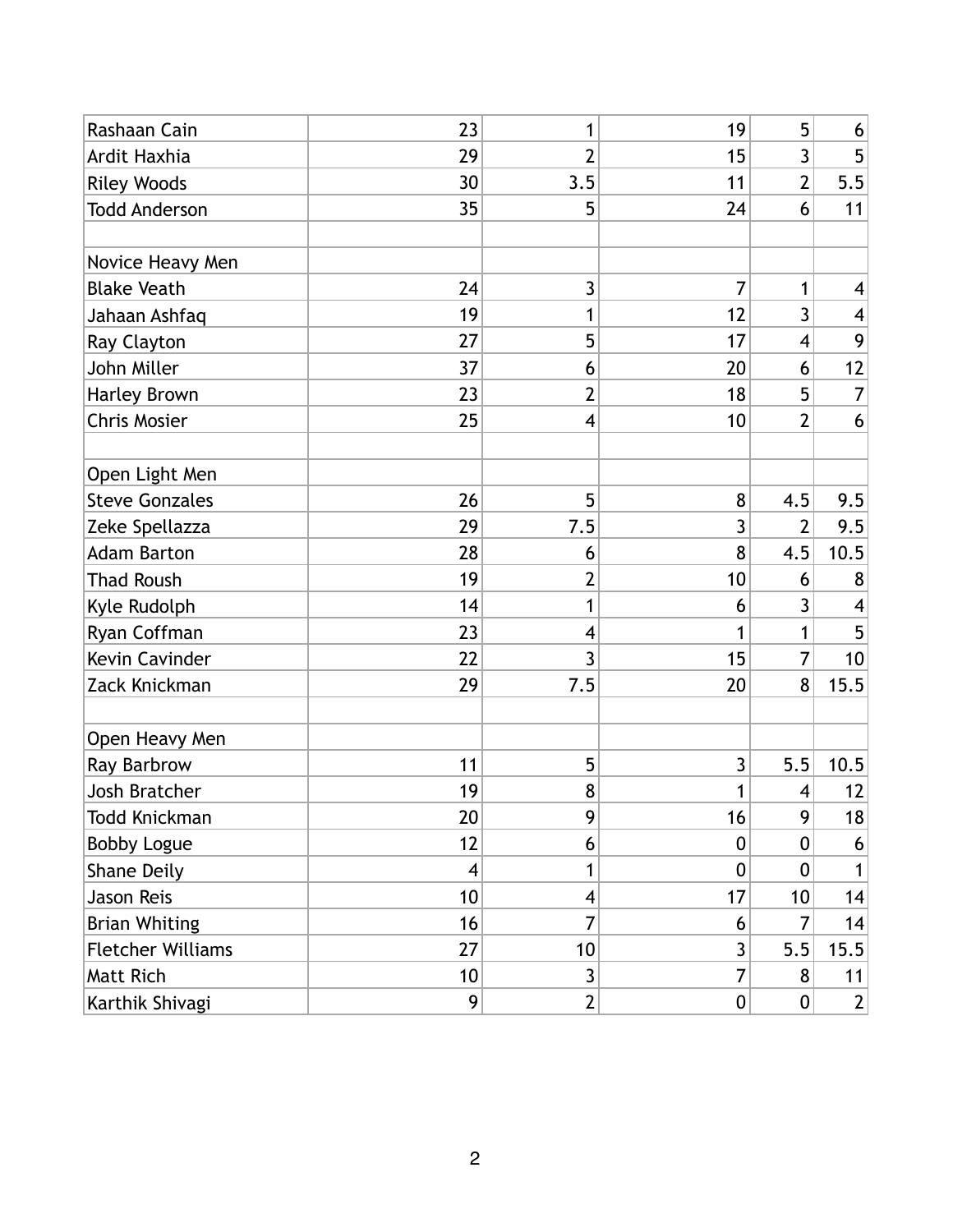| | | | | | |
|---|---|---|---|---|---|
| Rashaan Cain | 23 | 1 | 19 | 5 | 6 |
| Ardit Haxhia | 29 | 2 | 15 | 3 | 5 |
| Riley Woods | 30 | 3.5 | 11 | 2 | 5.5 |
| Todd Anderson | 35 | 5 | 24 | 6 | 11 |
| | | | | | |
| Novice Heavy Men | | | | | |
| Blake Veath | 24 | 3 | 7 | 1 | 4 |
| Jahaan Ashfaq | 19 | 1 | 12 | 3 | 4 |
| Ray Clayton | 27 | 5 | 17 | 4 | 9 |
| John Miller | 37 | 6 | 20 | 6 | 12 |
| Harley Brown | 23 | 2 | 18 | 5 | 7 |
| Chris Mosier | 25 | 4 | 10 | 2 | 6 |
| | | | | | |
| Open Light Men | | | | | |
| Steve Gonzales | 26 | 5 | 8 | 4.5 | 9.5 |
| Zeke Spellazza | 29 | 7.5 | 3 | 2 | 9.5 |
| Adam Barton | 28 | 6 | 8 | 4.5 | 10.5 |
| Thad Roush | 19 | 2 | 10 | 6 | 8 |
| Kyle Rudolph | 14 | 1 | 6 | 3 | 4 |
| Ryan Coffman | 23 | 4 | 1 | 1 | 5 |
| Kevin Cavinder | 22 | 3 | 15 | 7 | 10 |
| Zack Knickman | 29 | 7.5 | 20 | 8 | 15.5 |
| | | | | | |
| Open Heavy Men | | | | | |
| Ray Barbrow | 11 | 5 | 3 | 5.5 | 10.5 |
| Josh Bratcher | 19 | 8 | 1 | 4 | 12 |
| Todd Knickman | 20 | 9 | 16 | 9 | 18 |
| Bobby Logue | 12 | 6 | 0 | 0 | 6 |
| Shane Deily | 4 | 1 | 0 | 0 | 1 |
| Jason Reis | 10 | 4 | 17 | 10 | 14 |
| Brian Whiting | 16 | 7 | 6 | 7 | 14 |
| Fletcher Williams | 27 | 10 | 3 | 5.5 | 15.5 |
| Matt Rich | 10 | 3 | 7 | 8 | 11 |
| Karthik Shivagi | 9 | 2 | 0 | 0 | 2 |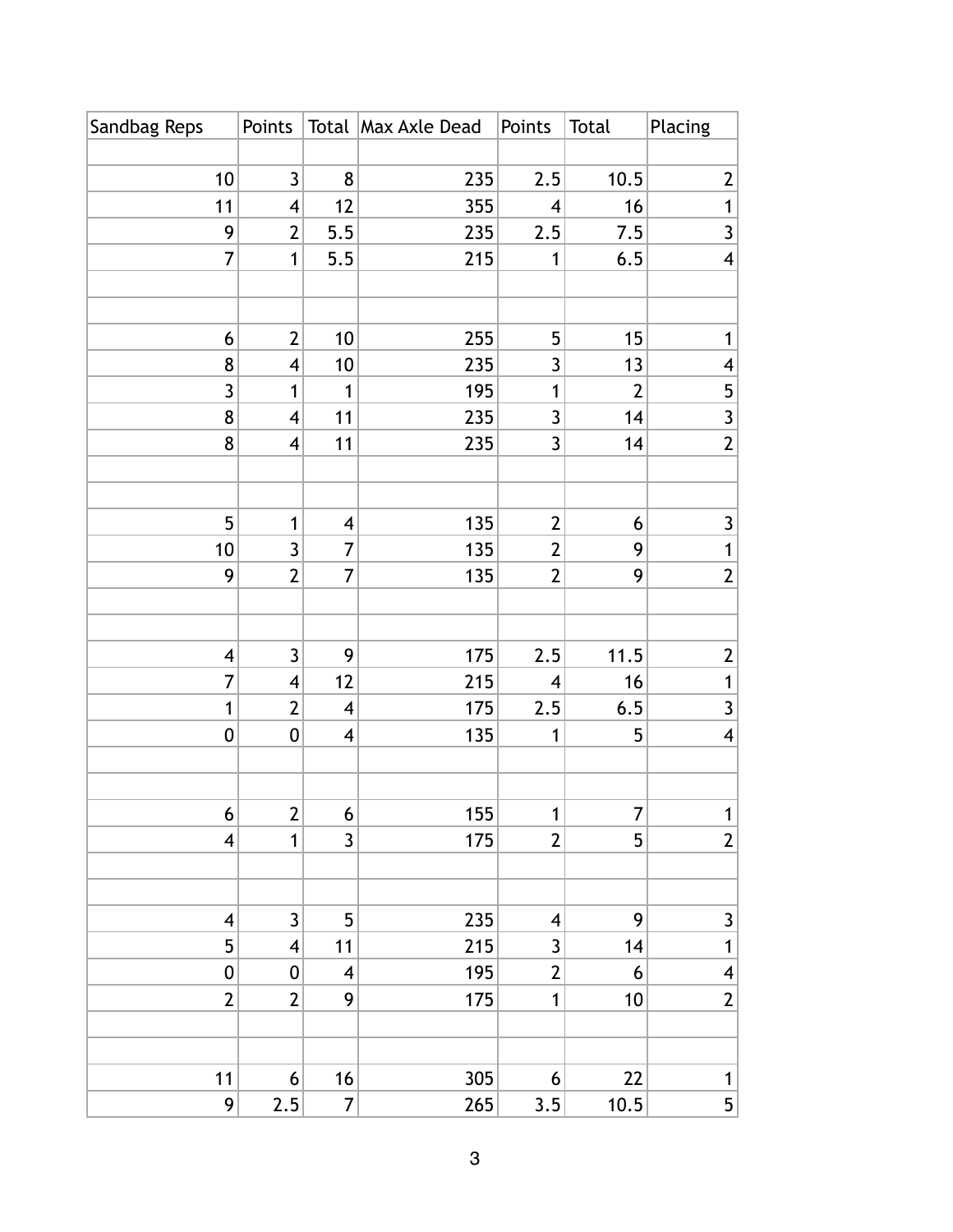| Sandbag Reps | Points | Total | Max Axle Dead | Points | Total | Placing |
|---|---|---|---|---|---|---|
| | | | | | | |
| 10 | 3 | 8 | 235 | 2.5 | 10.5 | 2 |
| 11 | 4 | 12 | 355 | 4 | 16 | 1 |
| 9 | 2 | 5.5 | 235 | 2.5 | 7.5 | 3 |
| 7 | 1 | 5.5 | 215 | 1 | 6.5 | 4 |
| | | | | | | |
| | | | | | | |
| 6 | 2 | 10 | 255 | 5 | 15 | 1 |
| 8 | 4 | 10 | 235 | 3 | 13 | 4 |
| 3 | 1 | 1 | 195 | 1 | 2 | 5 |
| 8 | 4 | 11 | 235 | 3 | 14 | 3 |
| 8 | 4 | 11 | 235 | 3 | 14 | 2 |
| | | | | | | |
| | | | | | | |
| 5 | 1 | 4 | 135 | 2 | 6 | 3 |
| 10 | 3 | 7 | 135 | 2 | 9 | 1 |
| 9 | 2 | 7 | 135 | 2 | 9 | 2 |
| | | | | | | |
| | | | | | | |
| 4 | 3 | 9 | 175 | 2.5 | 11.5 | 2 |
| 7 | 4 | 12 | 215 | 4 | 16 | 1 |
| 1 | 2 | 4 | 175 | 2.5 | 6.5 | 3 |
| 0 | 0 | 4 | 135 | 1 | 5 | 4 |
| | | | | | | |
| | | | | | | |
| 6 | 2 | 6 | 155 | 1 | 7 | 1 |
| 4 | 1 | 3 | 175 | 2 | 5 | 2 |
| | | | | | | |
| | | | | | | |
| 4 | 3 | 5 | 235 | 4 | 9 | 3 |
| 5 | 4 | 11 | 215 | 3 | 14 | 1 |
| 0 | 0 | 4 | 195 | 2 | 6 | 4 |
| 2 | 2 | 9 | 175 | 1 | 10 | 2 |
| | | | | | | |
| | | | | | | |
| 11 | 6 | 16 | 305 | 6 | 22 | 1 |
| 9 | 2.5 | 7 | 265 | 3.5 | 10.5 | 5 |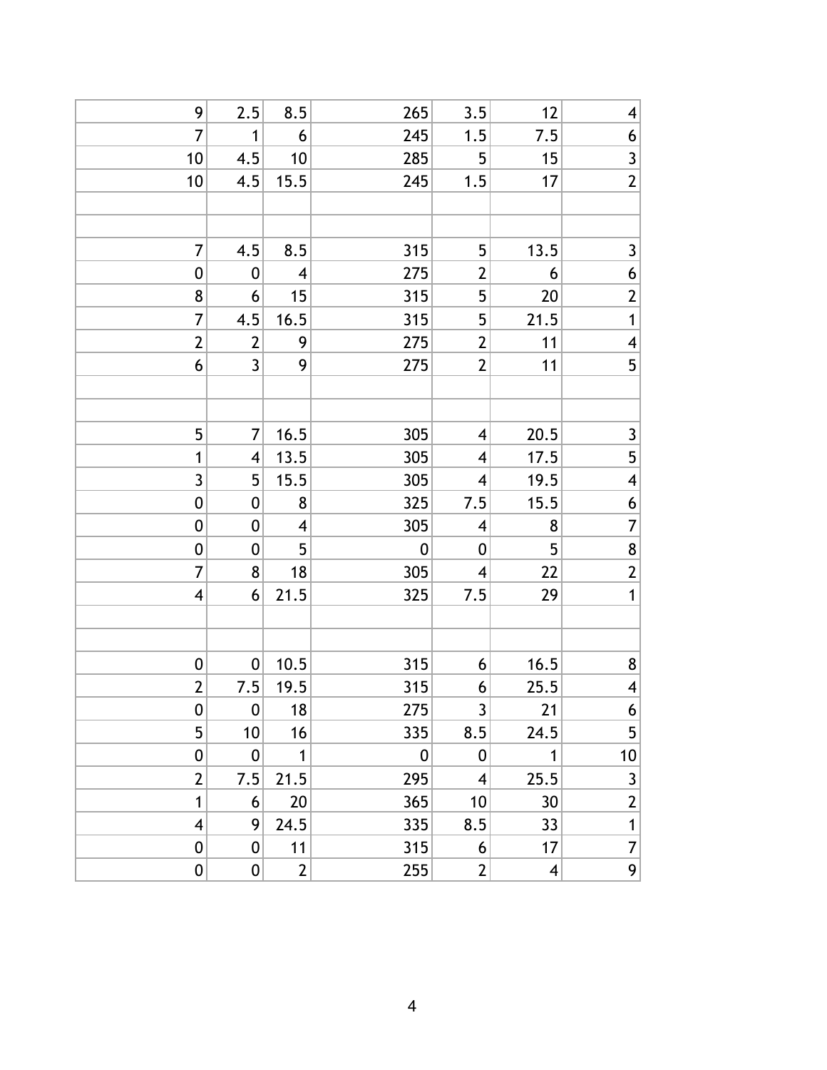| | | | | | | |
|---|---|---|---|---|---|---|
| 9 | 2.5 | 8.5 | 265 | 3.5 | 12 | 4 |
| 7 | 1 | 6 | 245 | 1.5 | 7.5 | 6 |
| 10 | 4.5 | 10 | 285 | 5 | 15 | 3 |
| 10 | 4.5 | 15.5 | 245 | 1.5 | 17 | 2 |
| | | | | | | |
| | | | | | | |
| 7 | 4.5 | 8.5 | 315 | 5 | 13.5 | 3 |
| 0 | 0 | 4 | 275 | 2 | 6 | 6 |
| 8 | 6 | 15 | 315 | 5 | 20 | 2 |
| 7 | 4.5 | 16.5 | 315 | 5 | 21.5 | 1 |
| 2 | 2 | 9 | 275 | 2 | 11 | 4 |
| 6 | 3 | 9 | 275 | 2 | 11 | 5 |
| | | | | | | |
| | | | | | | |
| 5 | 7 | 16.5 | 305 | 4 | 20.5 | 3 |
| 1 | 4 | 13.5 | 305 | 4 | 17.5 | 5 |
| 3 | 5 | 15.5 | 305 | 4 | 19.5 | 4 |
| 0 | 0 | 8 | 325 | 7.5 | 15.5 | 6 |
| 0 | 0 | 4 | 305 | 4 | 8 | 7 |
| 0 | 0 | 5 | 0 | 0 | 5 | 8 |
| 7 | 8 | 18 | 305 | 4 | 22 | 2 |
| 4 | 6 | 21.5 | 325 | 7.5 | 29 | 1 |
| | | | | | | |
| | | | | | | |
| 0 | 0 | 10.5 | 315 | 6 | 16.5 | 8 |
| 2 | 7.5 | 19.5 | 315 | 6 | 25.5 | 4 |
| 0 | 0 | 18 | 275 | 3 | 21 | 6 |
| 5 | 10 | 16 | 335 | 8.5 | 24.5 | 5 |
| 0 | 0 | 1 | 0 | 0 | 1 | 10 |
| 2 | 7.5 | 21.5 | 295 | 4 | 25.5 | 3 |
| 1 | 6 | 20 | 365 | 10 | 30 | 2 |
| 4 | 9 | 24.5 | 335 | 8.5 | 33 | 1 |
| 0 | 0 | 11 | 315 | 6 | 17 | 7 |
| 0 | 0 | 2 | 255 | 2 | 4 | 9 |